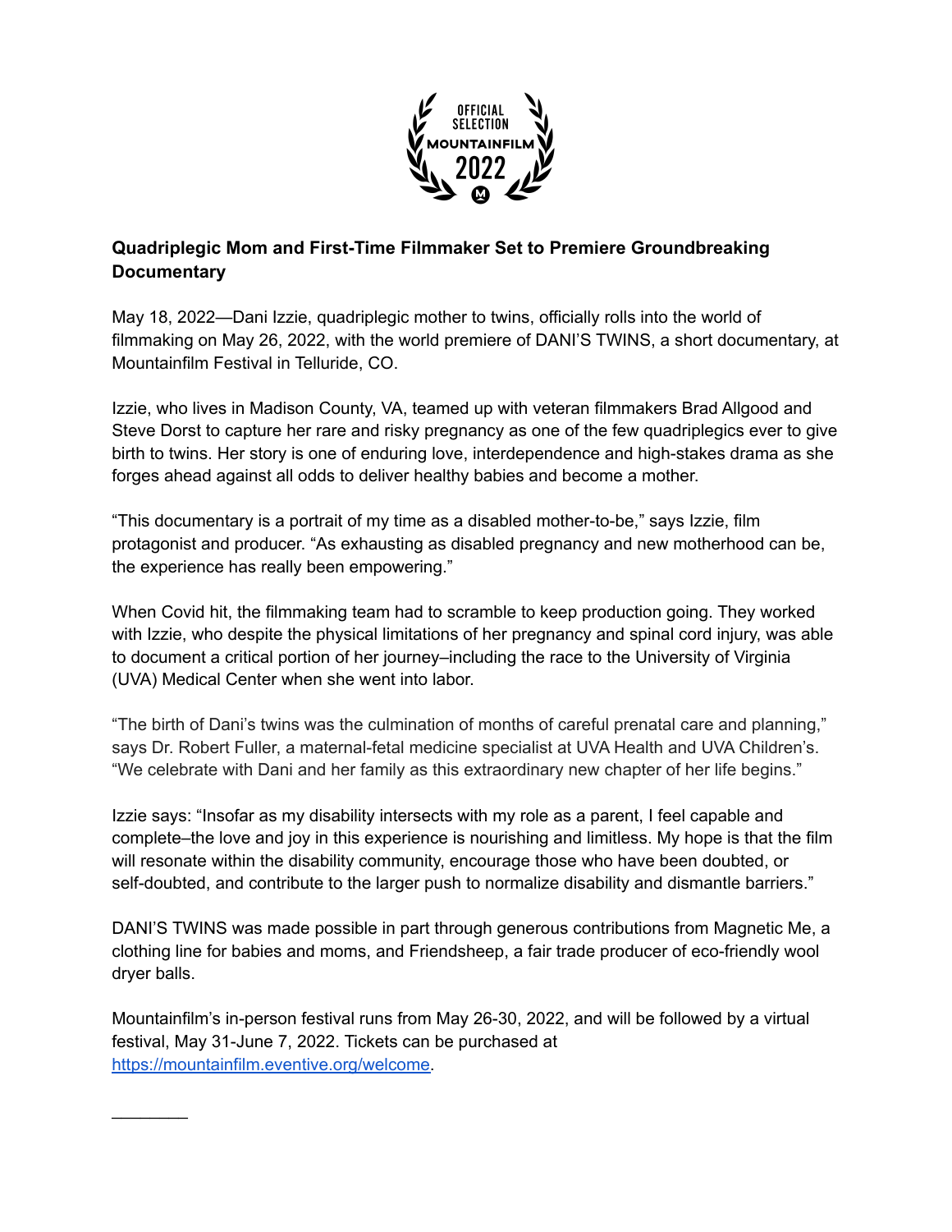OFFICIAL SELECTION MOUNTAINFILM 2022

**Quadriplegic Mom and First-Time Filmmaker Set to Premiere Groundbreaking Documentary**

May 18, 2022—Dani Izzie, quadriplegic mother to twins, officially rolls into the world of filmmaking on May 26, 2022, with the world premiere of DANI'S TWINS, a short documentary, at Mountainfilm Festival in Telluride, CO.

Izzie, who lives in Madison County, VA, teamed up with veteran filmmakers Brad Allgood and Steve Dorst to capture her rare and risky pregnancy as one of the few quadriplegics ever to give birth to twins. Her story is one of enduring love, interdependence and high-stakes drama as she forges ahead against all odds to deliver healthy babies and become a mother.

"This documentary is a portrait of my time as a disabled mother-to-be," says Izzie, film protagonist and producer. "As exhausting as disabled pregnancy and new motherhood can be, the experience has really been empowering."

When Covid hit, the filmmaking team had to scramble to keep production going. They worked with Izzie, who despite the physical limitations of her pregnancy and spinal cord injury, was able to document a critical portion of her journey–including the race to the University of Virginia (UVA) Medical Center when she went into labor.

"The birth of Dani's twins was the culmination of months of careful prenatal care and planning," says Dr. Robert Fuller, a maternal-fetal medicine specialist at UVA Health and UVA Children's. "We celebrate with Dani and her family as this extraordinary new chapter of her life begins."

Izzie says: "Insofar as my disability intersects with my role as a parent, I feel capable and complete–the love and joy in this experience is nourishing and limitless. My hope is that the film will resonate within the disability community, encourage those who have been doubted, or self-doubted, and contribute to the larger push to normalize disability and dismantle barriers."

DANI'S TWINS was made possible in part through generous contributions from Magnetic Me, a clothing line for babies and moms, and Friendsheep, a fair trade producer of eco-friendly wool dryer balls.

Mountainfilm's in-person festival runs from May 26-30, 2022, and will be followed by a virtual festival, May 31-June 7, 2022. Tickets can be purchased at https://mountainfilm.eventive.org/welcome.

---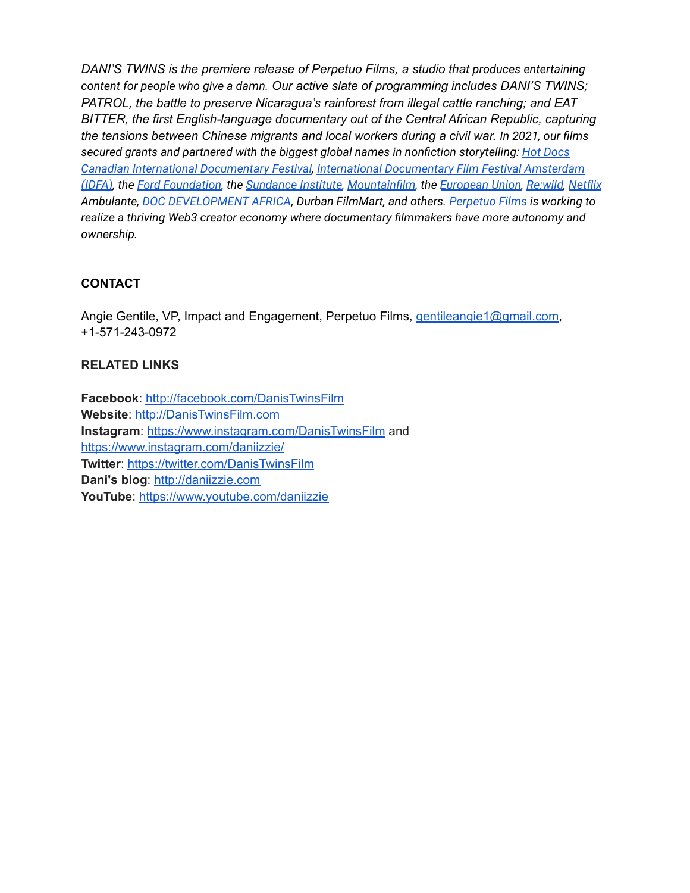*DANI'S TWINS is the premiere release of Perpetuo Films, a studio that produces entertaining content for people who give a damn. Our active slate of programming includes DANI'S TWINS; PATROL, the battle to preserve Nicaragua's rainforest from illegal cattle ranching; and EAT BITTER, the first English-language documentary out of the Central African Republic, capturing the tensions between Chinese migrants and local workers during a civil war. In 2021, our films secured grants and partnered with the biggest global names in nonfiction storytelling: Hot Docs Canadian International Documentary Festival, International Documentary Film Festival Amsterdam (IDFA), the Ford Foundation, the Sundance Institute, Mountainfilm, the European Union, Re:wild, Netflix Ambulante, DOC DEVELOPMENT AFRICA, Durban FilmMart, and others. Perpetuo Films is working to realize a thriving Web3 creator economy where documentary filmmakers have more autonomy and ownership.*

**CONTACT**

Angie Gentile, VP, Impact and Engagement, Perpetuo Films, gentileangie1@gmail.com, +1-571-243-0972

**RELATED LINKS**

**Facebook**: http://facebook.com/DanisTwinsFilm
**Website**: http://DanisTwinsFilm.com
**Instagram**: https://www.instagram.com/DanisTwinsFilm and https://www.instagram.com/daniizzie/
**Twitter**: https://twitter.com/DanisTwinsFilm
**Dani's blog**: http://daniizzie.com
**YouTube**: https://www.youtube.com/daniizzie